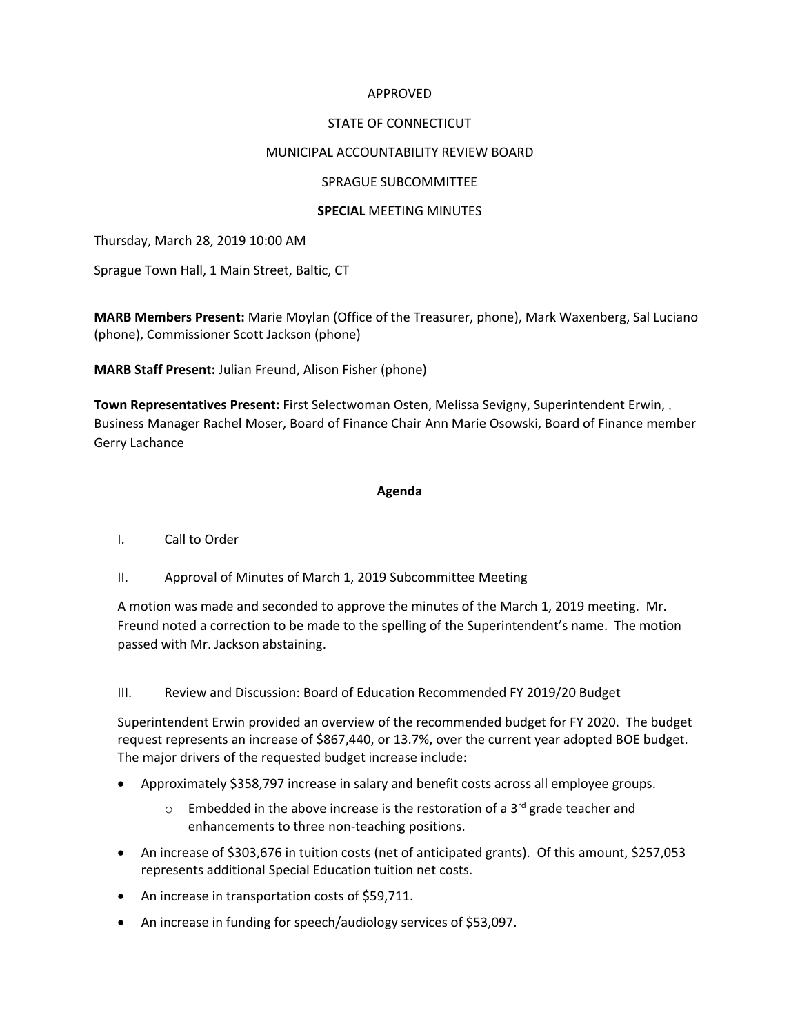APPROVED

STATE OF CONNECTICUT

MUNICIPAL ACCOUNTABILITY REVIEW BOARD

SPRAGUE SUBCOMMITTEE

**SPECIAL** MEETING MINUTES

Thursday, March 28, 2019 10:00 AM

Sprague Town Hall, 1 Main Street, Baltic, CT

**MARB Members Present:** Marie Moylan (Office of the Treasurer, phone), Mark Waxenberg, Sal Luciano (phone), Commissioner Scott Jackson (phone)

**MARB Staff Present:** Julian Freund, Alison Fisher (phone)

**Town Representatives Present:** First Selectwoman Osten, Melissa Sevigny, Superintendent Erwin, , Business Manager Rachel Moser, Board of Finance Chair Ann Marie Osowski, Board of Finance member Gerry Lachance

**Agenda**

I. Call to Order

II. Approval of Minutes of March 1, 2019 Subcommittee Meeting

A motion was made and seconded to approve the minutes of the March 1, 2019 meeting. Mr. Freund noted a correction to be made to the spelling of the Superintendent's name. The motion passed with Mr. Jackson abstaining.

III. Review and Discussion: Board of Education Recommended FY 2019/20 Budget

Superintendent Erwin provided an overview of the recommended budget for FY 2020. The budget request represents an increase of $867,440, or 13.7%, over the current year adopted BOE budget. The major drivers of the requested budget increase include:

- Approximately $358,797 increase in salary and benefit costs across all employee groups.
  - Embedded in the above increase is the restoration of a 3rd grade teacher and enhancements to three non-teaching positions.
- An increase of $303,676 in tuition costs (net of anticipated grants). Of this amount, $257,053 represents additional Special Education tuition net costs.
- An increase in transportation costs of $59,711.
- An increase in funding for speech/audiology services of $53,097.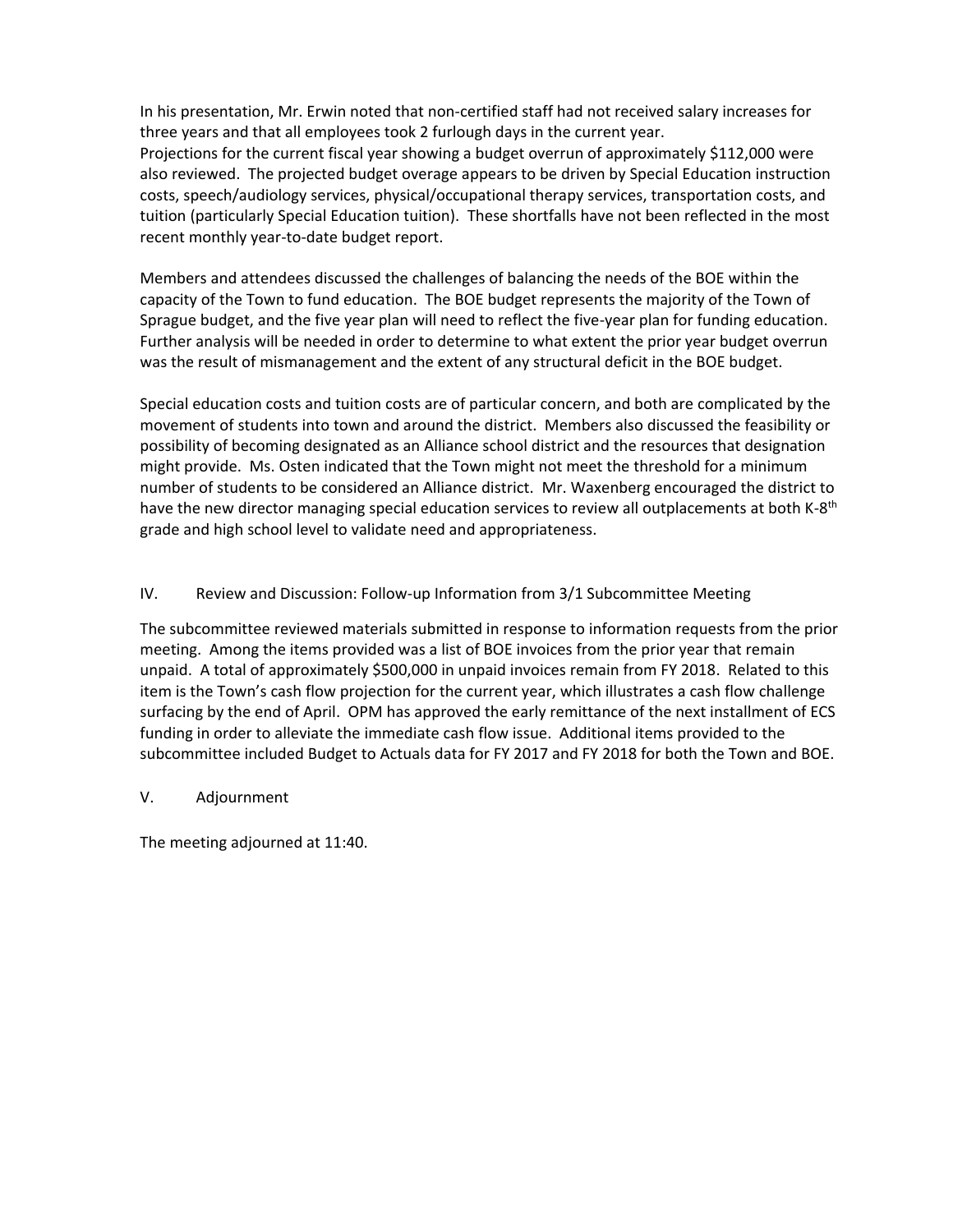In his presentation, Mr. Erwin noted that non-certified staff had not received salary increases for three years and that all employees took 2 furlough days in the current year.
Projections for the current fiscal year showing a budget overrun of approximately $112,000 were also reviewed. The projected budget overage appears to be driven by Special Education instruction costs, speech/audiology services, physical/occupational therapy services, transportation costs, and tuition (particularly Special Education tuition). These shortfalls have not been reflected in the most recent monthly year-to-date budget report.

Members and attendees discussed the challenges of balancing the needs of the BOE within the capacity of the Town to fund education. The BOE budget represents the majority of the Town of Sprague budget, and the five year plan will need to reflect the five-year plan for funding education. Further analysis will be needed in order to determine to what extent the prior year budget overrun was the result of mismanagement and the extent of any structural deficit in the BOE budget.

Special education costs and tuition costs are of particular concern, and both are complicated by the movement of students into town and around the district. Members also discussed the feasibility or possibility of becoming designated as an Alliance school district and the resources that designation might provide. Ms. Osten indicated that the Town might not meet the threshold for a minimum number of students to be considered an Alliance district. Mr. Waxenberg encouraged the district to have the new director managing special education services to review all outplacements at both K-8th grade and high school level to validate need and appropriateness.

IV. Review and Discussion: Follow-up Information from 3/1 Subcommittee Meeting

The subcommittee reviewed materials submitted in response to information requests from the prior meeting. Among the items provided was a list of BOE invoices from the prior year that remain unpaid. A total of approximately $500,000 in unpaid invoices remain from FY 2018. Related to this item is the Town's cash flow projection for the current year, which illustrates a cash flow challenge surfacing by the end of April. OPM has approved the early remittance of the next installment of ECS funding in order to alleviate the immediate cash flow issue. Additional items provided to the subcommittee included Budget to Actuals data for FY 2017 and FY 2018 for both the Town and BOE.

V. Adjournment

The meeting adjourned at 11:40.